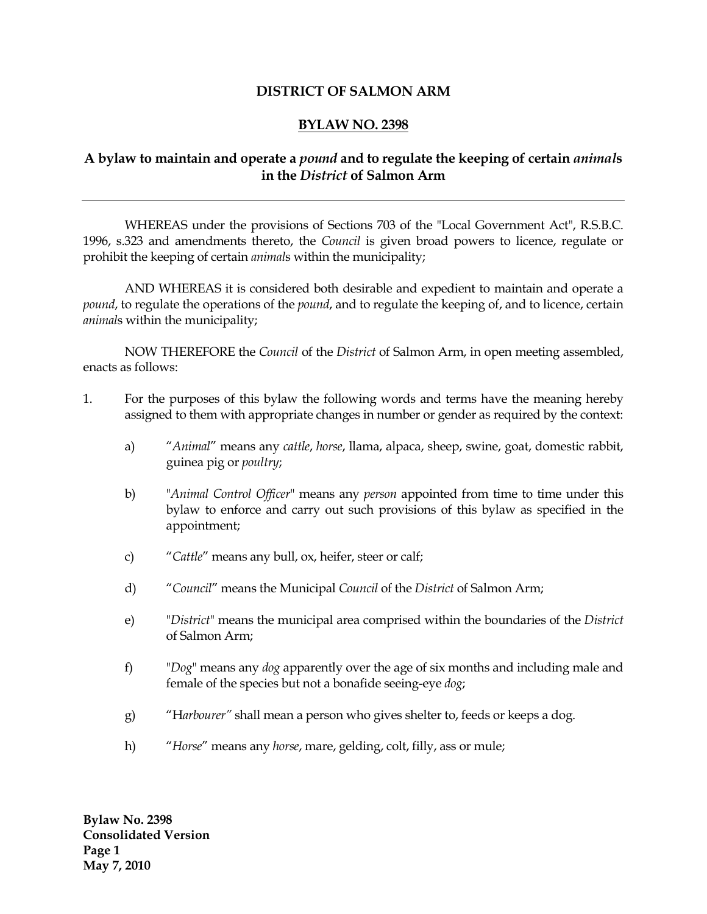# DISTRICT OF SALMON ARM

## BYLAW NO. 2398

### A bylaw to maintain and operate a *pound* and to regulate the keeping of certain *animal*s in the *District* of Salmon Arm

---

WHEREAS under the provisions of Sections 703 of the "Local Government Act", R.S.B.C. 1996, s.323 and amendments thereto, the *Council* is given broad powers to licence, regulate or prohibit the keeping of certain *animal*s within the municipality;

AND WHEREAS it is considered both desirable and expedient to maintain and operate a *pound*, to regulate the operations of the *pound*, and to regulate the keeping of, and to licence, certain *animal*s within the municipality;

NOW THEREFORE the *Council* of the *District* of Salmon Arm, in open meeting assembled, enacts as follows:

1. For the purposes of this bylaw the following words and terms have the meaning hereby assigned to them with appropriate changes in number or gender as required by the context:

   a) "*Animal*" means any *cattle*, *horse*, llama, alpaca, sheep, swine, goat, domestic rabbit, guinea pig or *poultry*;

   b) "*Animal Control Officer*" means any *person* appointed from time to time under this bylaw to enforce and carry out such provisions of this bylaw as specified in the appointment;

   c) "*Cattle*" means any bull, ox, heifer, steer or calf;

   d) "*Council*" means the Municipal *Council* of the *District* of Salmon Arm;

   e) "*District*" means the municipal area comprised within the boundaries of the *District* of Salmon Arm;

   f) "*Dog*" means any *dog* apparently over the age of six months and including male and female of the species but not a bonafide seeing-eye *dog*;

   g) "H*arbourer"* shall mean a person who gives shelter to, feeds or keeps a dog.

   h) "*Horse*" means any *horse*, mare, gelding, colt, filly, ass or mule;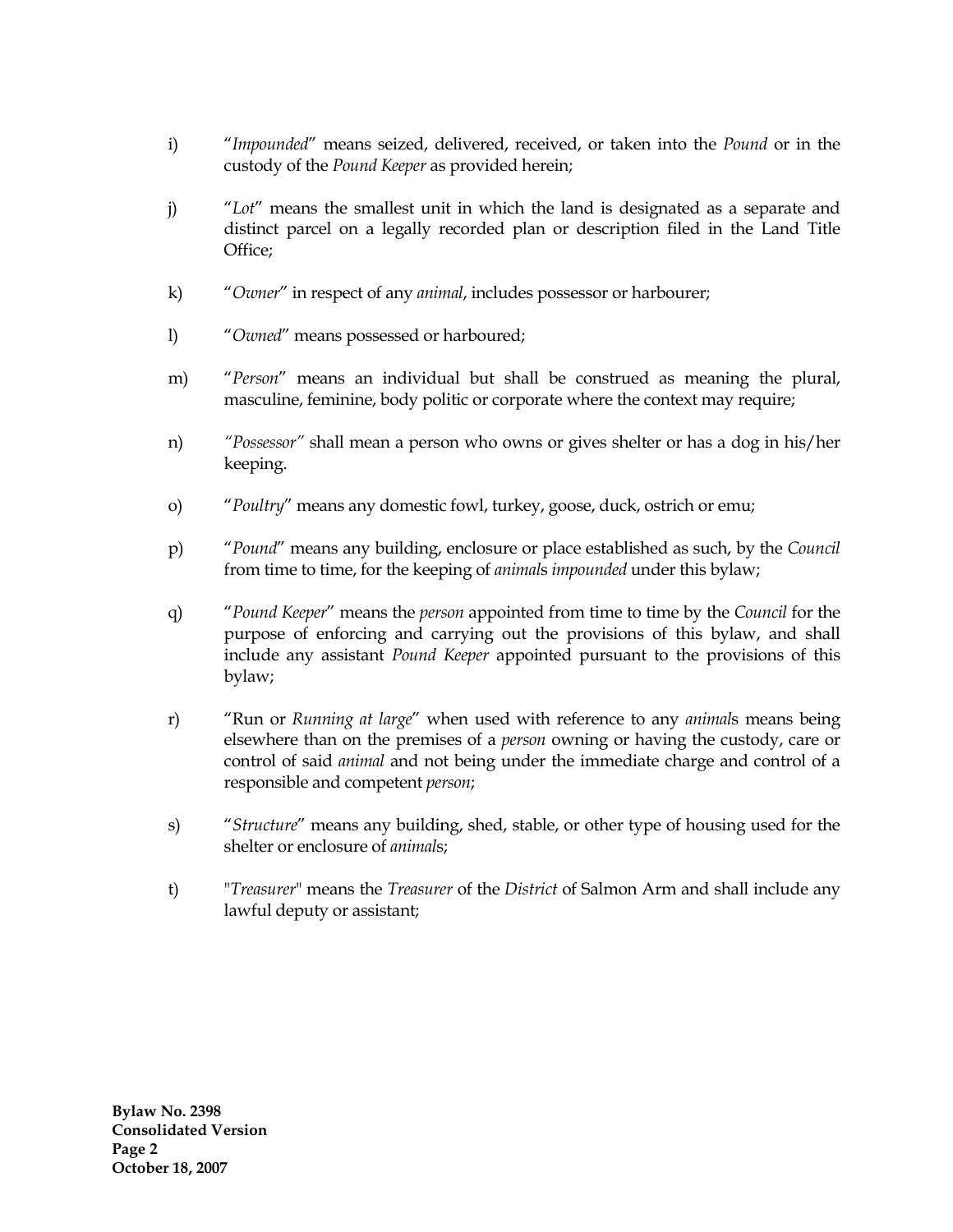i) "*Impounded*" means seized, delivered, received, or taken into the *Pound* or in the custody of the *Pound Keeper* as provided herein;

j) "*Lot*" means the smallest unit in which the land is designated as a separate and distinct parcel on a legally recorded plan or description filed in the Land Title Office;

k) "*Owner*" in respect of any *animal*, includes possessor or harbourer;

l) "*Owned*" means possessed or harboured;

m) "*Person*" means an individual but shall be construed as meaning the plural, masculine, feminine, body politic or corporate where the context may require;

n) *"Possessor"* shall mean a person who owns or gives shelter or has a dog in his/her keeping.

o) "*Poultry*" means any domestic fowl, turkey, goose, duck, ostrich or emu;

p) "*Pound*" means any building, enclosure or place established as such, by the *Council* from time to time, for the keeping of *animal*s *impounded* under this bylaw;

q) "*Pound Keeper*" means the *person* appointed from time to time by the *Council* for the purpose of enforcing and carrying out the provisions of this bylaw, and shall include any assistant *Pound Keeper* appointed pursuant to the provisions of this bylaw;

r) "Run or *Running at large*" when used with reference to any *animal*s means being elsewhere than on the premises of a *person* owning or having the custody, care or control of said *animal* and not being under the immediate charge and control of a responsible and competent *person*;

s) "*Structure*" means any building, shed, stable, or other type of housing used for the shelter or enclosure of *animal*s;

t) "*Treasurer*" means the *Treasurer* of the *District* of Salmon Arm and shall include any lawful deputy or assistant;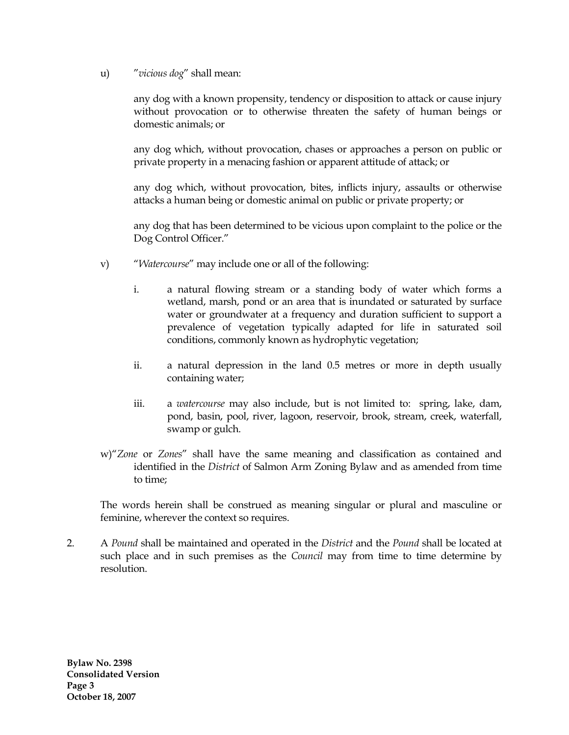u) "*vicious dog*" shall mean:

any dog with a known propensity, tendency or disposition to attack or cause injury without provocation or to otherwise threaten the safety of human beings or domestic animals; or

any dog which, without provocation, chases or approaches a person on public or private property in a menacing fashion or apparent attitude of attack; or

any dog which, without provocation, bites, inflicts injury, assaults or otherwise attacks a human being or domestic animal on public or private property; or

any dog that has been determined to be vicious upon complaint to the police or the Dog Control Officer."

v) "*Watercourse*" may include one or all of the following:

   i. a natural flowing stream or a standing body of water which forms a wetland, marsh, pond or an area that is inundated or saturated by surface water or groundwater at a frequency and duration sufficient to support a prevalence of vegetation typically adapted for life in saturated soil conditions, commonly known as hydrophytic vegetation;

   ii. a natural depression in the land 0.5 metres or more in depth usually containing water;

   iii. a *watercourse* may also include, but is not limited to: spring, lake, dam, pond, basin, pool, river, lagoon, reservoir, brook, stream, creek, waterfall, swamp or gulch.

w)"*Zone* or *Zones*" shall have the same meaning and classification as contained and identified in the *District* of Salmon Arm Zoning Bylaw and as amended from time to time;

The words herein shall be construed as meaning singular or plural and masculine or feminine, wherever the context so requires.

2. A *Pound* shall be maintained and operated in the *District* and the *Pound* shall be located at such place and in such premises as the *Council* may from time to time determine by resolution.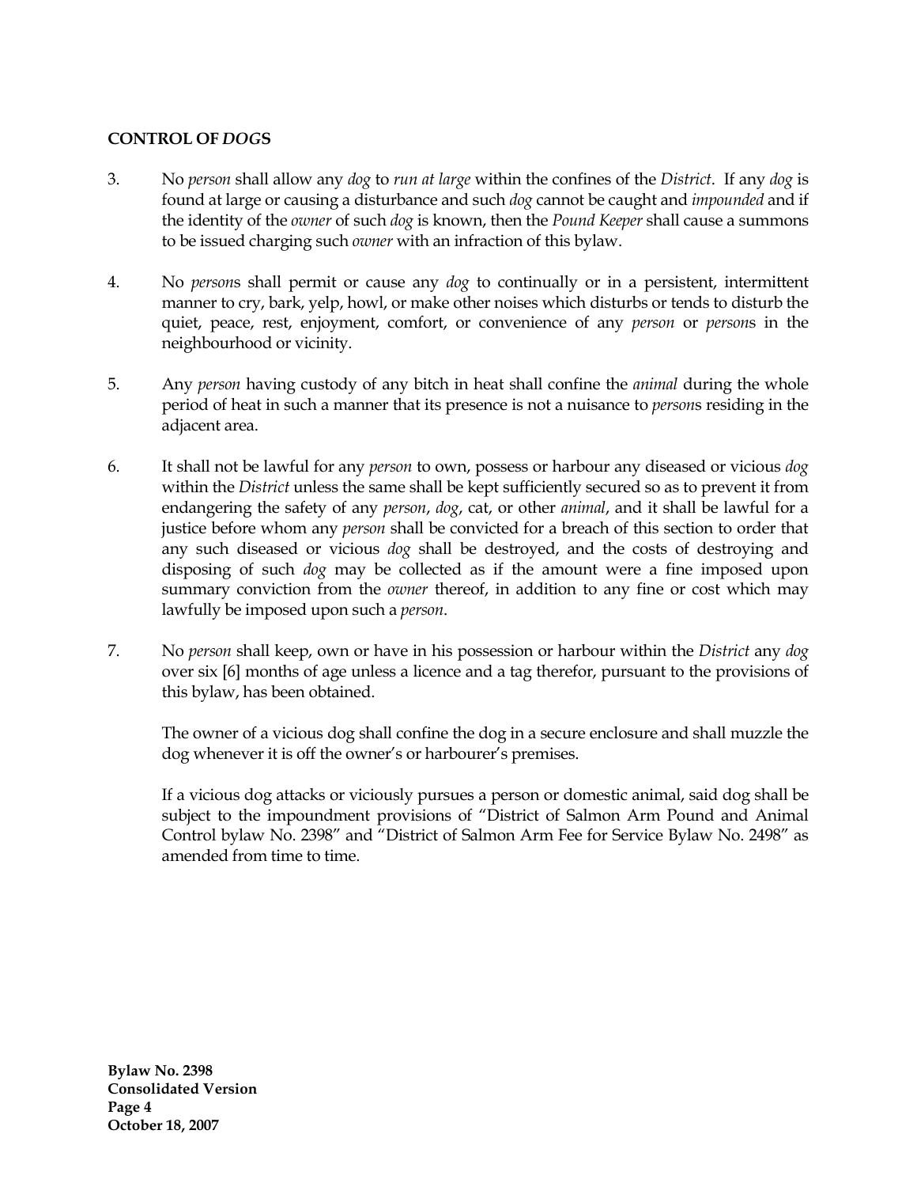**CONTROL OF *DOGS***

3. No *person* shall allow any *dog* to *run at large* within the confines of the *District*. If any *dog* is found at large or causing a disturbance and such *dog* cannot be caught and *impounded* and if the identity of the *owner* of such *dog* is known, then the *Pound Keeper* shall cause a summons to be issued charging such *owner* with an infraction of this bylaw.

4. No *person*s shall permit or cause any *dog* to continually or in a persistent, intermittent manner to cry, bark, yelp, howl, or make other noises which disturbs or tends to disturb the quiet, peace, rest, enjoyment, comfort, or convenience of any *person* or *person*s in the neighbourhood or vicinity.

5. Any *person* having custody of any bitch in heat shall confine the *animal* during the whole period of heat in such a manner that its presence is not a nuisance to *person*s residing in the adjacent area.

6. It shall not be lawful for any *person* to own, possess or harbour any diseased or vicious *dog* within the *District* unless the same shall be kept sufficiently secured so as to prevent it from endangering the safety of any *person*, *dog*, cat, or other *animal*, and it shall be lawful for a justice before whom any *person* shall be convicted for a breach of this section to order that any such diseased or vicious *dog* shall be destroyed, and the costs of destroying and disposing of such *dog* may be collected as if the amount were a fine imposed upon summary conviction from the *owner* thereof, in addition to any fine or cost which may lawfully be imposed upon such a *person*.

7. No *person* shall keep, own or have in his possession or harbour within the *District* any *dog* over six [6] months of age unless a licence and a tag therefor, pursuant to the provisions of this bylaw, has been obtained.

   The owner of a vicious dog shall confine the dog in a secure enclosure and shall muzzle the dog whenever it is off the owner's or harbourer's premises.

   If a vicious dog attacks or viciously pursues a person or domestic animal, said dog shall be subject to the impoundment provisions of "District of Salmon Arm Pound and Animal Control bylaw No. 2398" and "District of Salmon Arm Fee for Service Bylaw No. 2498" as amended from time to time.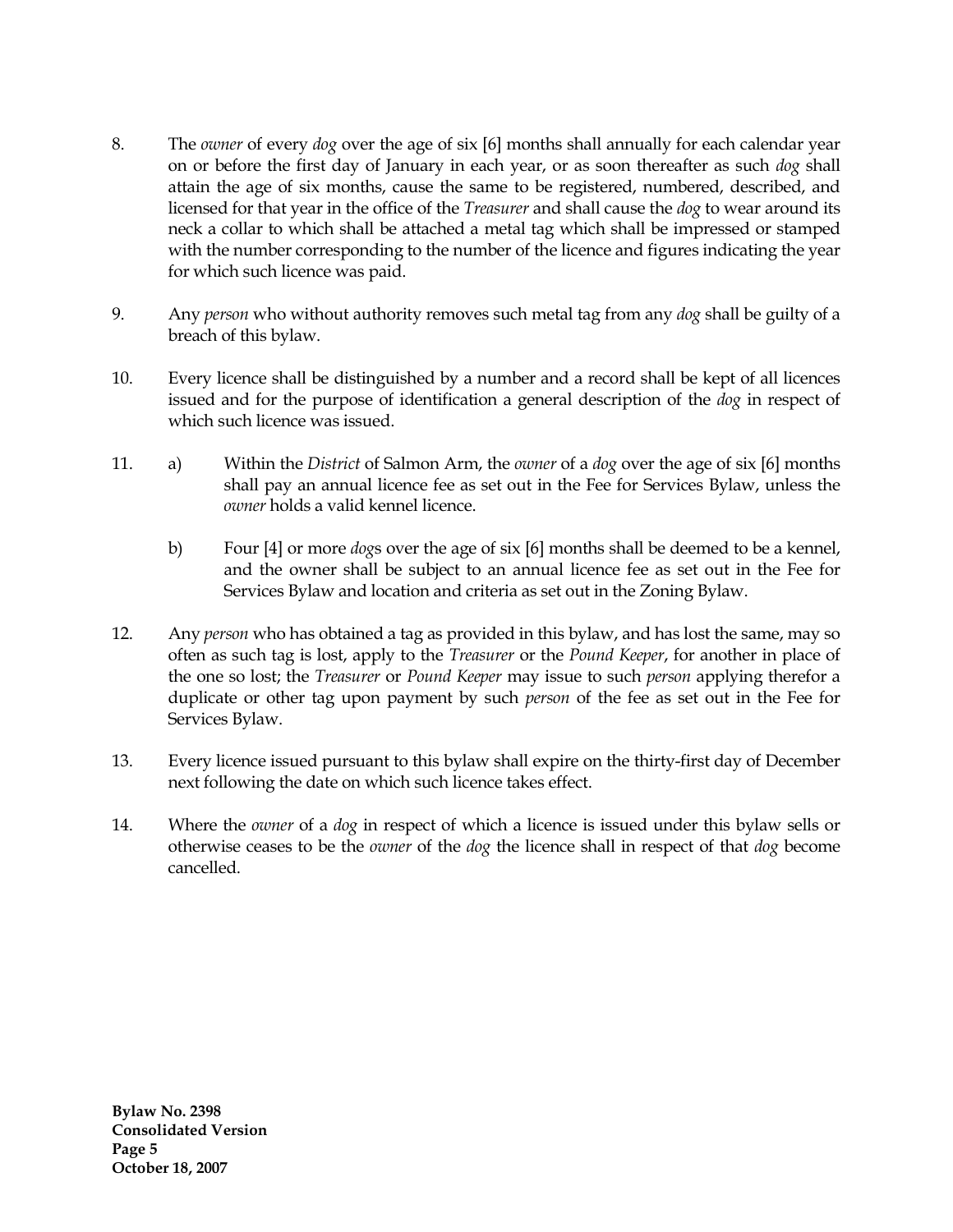8. The *owner* of every *dog* over the age of six [6] months shall annually for each calendar year on or before the first day of January in each year, or as soon thereafter as such *dog* shall attain the age of six months, cause the same to be registered, numbered, described, and licensed for that year in the office of the *Treasurer* and shall cause the *dog* to wear around its neck a collar to which shall be attached a metal tag which shall be impressed or stamped with the number corresponding to the number of the licence and figures indicating the year for which such licence was paid.

9. Any *person* who without authority removes such metal tag from any *dog* shall be guilty of a breach of this bylaw.

10. Every licence shall be distinguished by a number and a record shall be kept of all licences issued and for the purpose of identification a general description of the *dog* in respect of which such licence was issued.

11. a) Within the *District* of Salmon Arm, the *owner* of a *dog* over the age of six [6] months shall pay an annual licence fee as set out in the Fee for Services Bylaw, unless the *owner* holds a valid kennel licence.

    b) Four [4] or more *dog*s over the age of six [6] months shall be deemed to be a kennel, and the owner shall be subject to an annual licence fee as set out in the Fee for Services Bylaw and location and criteria as set out in the Zoning Bylaw.

12. Any *person* who has obtained a tag as provided in this bylaw, and has lost the same, may so often as such tag is lost, apply to the *Treasurer* or the *Pound Keeper*, for another in place of the one so lost; the *Treasurer* or *Pound Keeper* may issue to such *person* applying therefor a duplicate or other tag upon payment by such *person* of the fee as set out in the Fee for Services Bylaw.

13. Every licence issued pursuant to this bylaw shall expire on the thirty-first day of December next following the date on which such licence takes effect.

14. Where the *owner* of a *dog* in respect of which a licence is issued under this bylaw sells or otherwise ceases to be the *owner* of the *dog* the licence shall in respect of that *dog* become cancelled.

**Bylaw No. 2398**
**Consolidated Version**
**Page 5**
**October 18, 2007**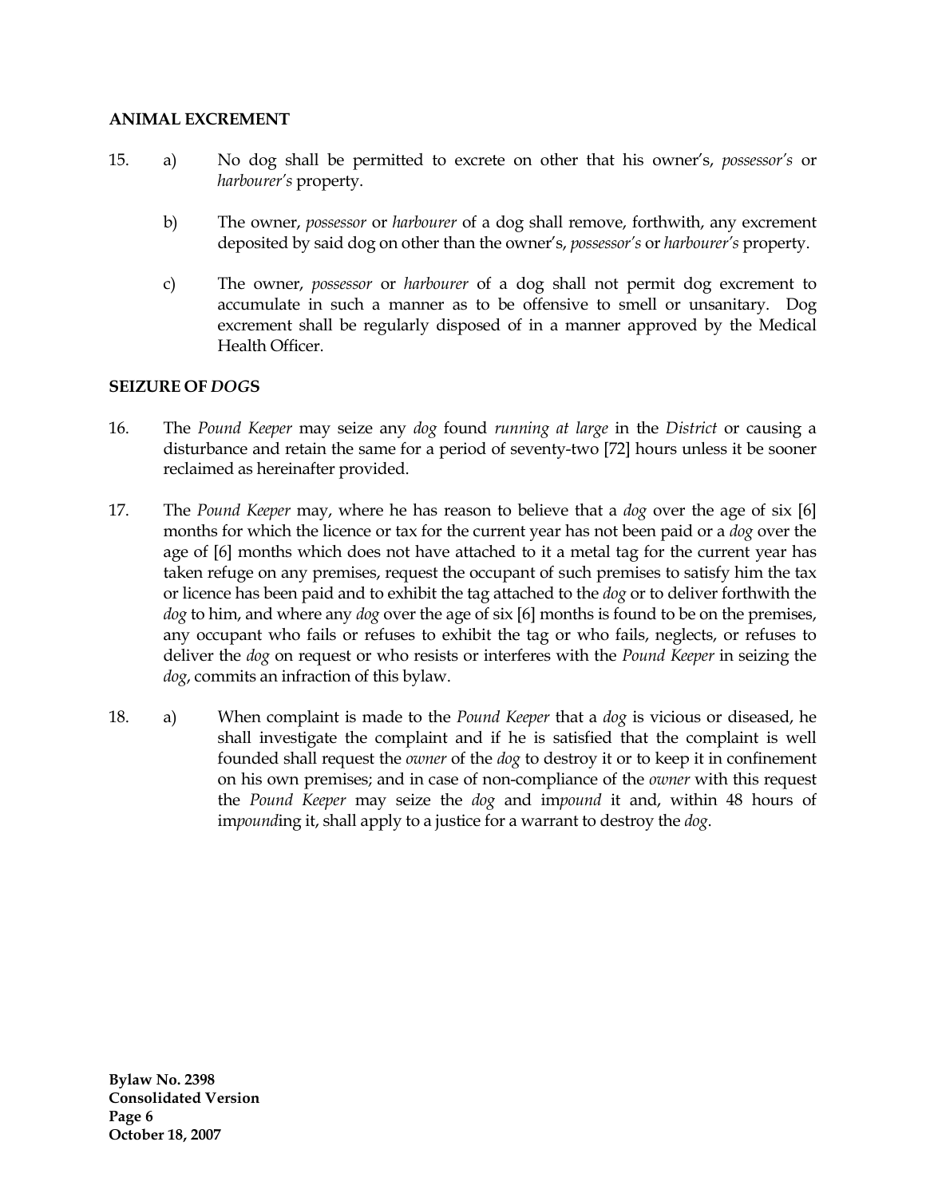**ANIMAL EXCREMENT**

15. a) No dog shall be permitted to excrete on other that his owner's, *possessor's* or *harbourer's* property.

    b) The owner, *possessor* or *harbourer* of a dog shall remove, forthwith, any excrement deposited by said dog on other than the owner's, *possessor's* or *harbourer's* property.

    c) The owner, *possessor* or *harbourer* of a dog shall not permit dog excrement to accumulate in such a manner as to be offensive to smell or unsanitary. Dog excrement shall be regularly disposed of in a manner approved by the Medical Health Officer.

**SEIZURE OF *DOG*S**

16. The *Pound Keeper* may seize any *dog* found *running at large* in the *District* or causing a disturbance and retain the same for a period of seventy-two [72] hours unless it be sooner reclaimed as hereinafter provided.

17. The *Pound Keeper* may, where he has reason to believe that a *dog* over the age of six [6] months for which the licence or tax for the current year has not been paid or a *dog* over the age of [6] months which does not have attached to it a metal tag for the current year has taken refuge on any premises, request the occupant of such premises to satisfy him the tax or licence has been paid and to exhibit the tag attached to the *dog* or to deliver forthwith the *dog* to him, and where any *dog* over the age of six [6] months is found to be on the premises, any occupant who fails or refuses to exhibit the tag or who fails, neglects, or refuses to deliver the *dog* on request or who resists or interferes with the *Pound Keeper* in seizing the *dog*, commits an infraction of this bylaw.

18. a) When complaint is made to the *Pound Keeper* that a *dog* is vicious or diseased, he shall investigate the complaint and if he is satisfied that the complaint is well founded shall request the *owner* of the *dog* to destroy it or to keep it in confinement on his own premises; and in case of non-compliance of the *owner* with this request the *Pound Keeper* may seize the *dog* and im*pound* it and, within 48 hours of im*pound*ing it, shall apply to a justice for a warrant to destroy the *dog*.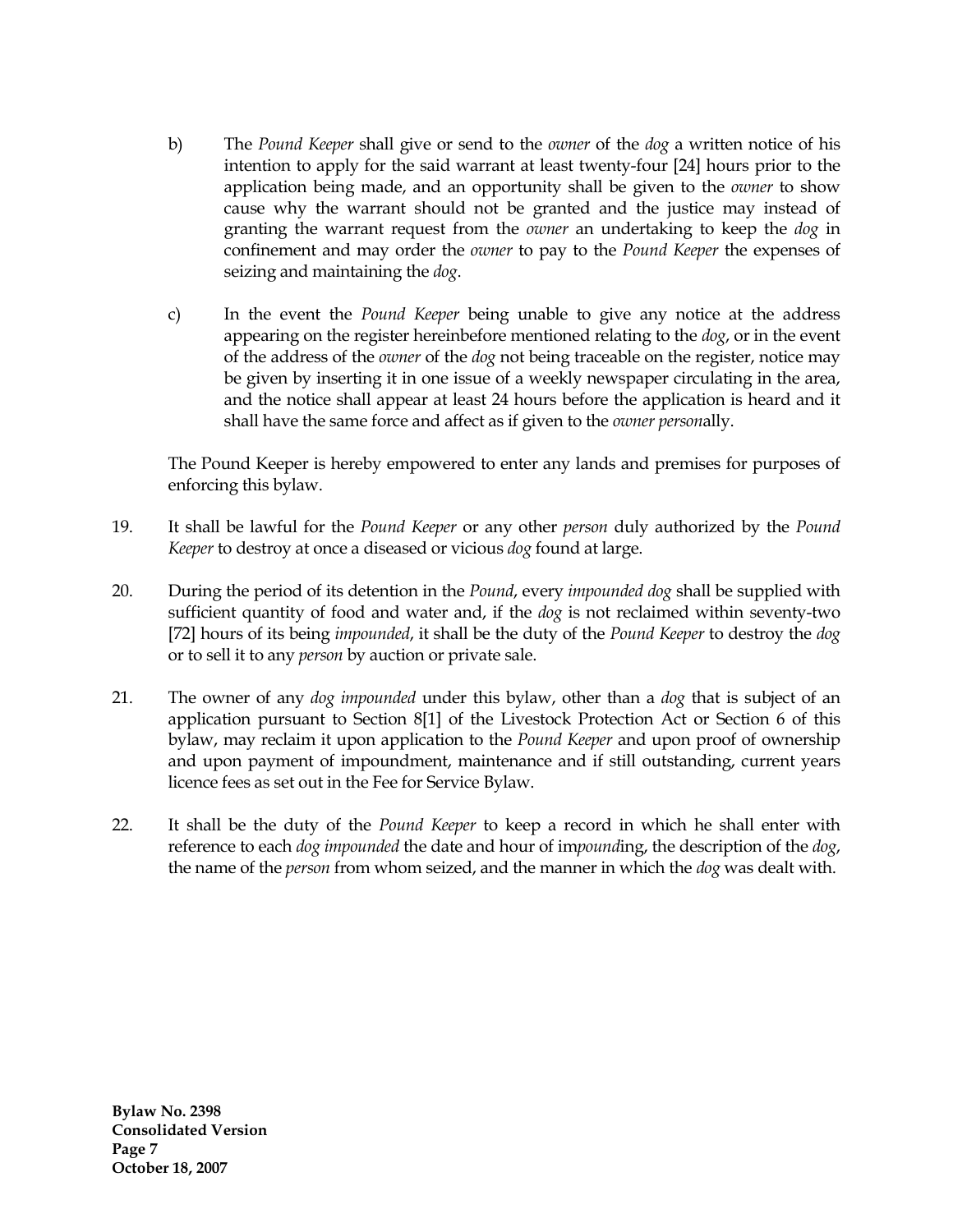b) The *Pound Keeper* shall give or send to the *owner* of the *dog* a written notice of his intention to apply for the said warrant at least twenty-four [24] hours prior to the application being made, and an opportunity shall be given to the *owner* to show cause why the warrant should not be granted and the justice may instead of granting the warrant request from the *owner* an undertaking to keep the *dog* in confinement and may order the *owner* to pay to the *Pound Keeper* the expenses of seizing and maintaining the *dog*.

c) In the event the *Pound Keeper* being unable to give any notice at the address appearing on the register hereinbefore mentioned relating to the *dog*, or in the event of the address of the *owner* of the *dog* not being traceable on the register, notice may be given by inserting it in one issue of a weekly newspaper circulating in the area, and the notice shall appear at least 24 hours before the application is heard and it shall have the same force and affect as if given to the *owner person*ally.

The Pound Keeper is hereby empowered to enter any lands and premises for purposes of enforcing this bylaw.

19. It shall be lawful for the *Pound Keeper* or any other *person* duly authorized by the *Pound Keeper* to destroy at once a diseased or vicious *dog* found at large.

20. During the period of its detention in the *Pound*, every *impounded dog* shall be supplied with sufficient quantity of food and water and, if the *dog* is not reclaimed within seventy-two [72] hours of its being *impounded*, it shall be the duty of the *Pound Keeper* to destroy the *dog* or to sell it to any *person* by auction or private sale.

21. The owner of any *dog impounded* under this bylaw, other than a *dog* that is subject of an application pursuant to Section 8[1] of the Livestock Protection Act or Section 6 of this bylaw, may reclaim it upon application to the *Pound Keeper* and upon proof of ownership and upon payment of impoundment, maintenance and if still outstanding, current years licence fees as set out in the Fee for Service Bylaw.

22. It shall be the duty of the *Pound Keeper* to keep a record in which he shall enter with reference to each *dog impounded* the date and hour of im*pound*ing, the description of the *dog*, the name of the *person* from whom seized, and the manner in which the *dog* was dealt with.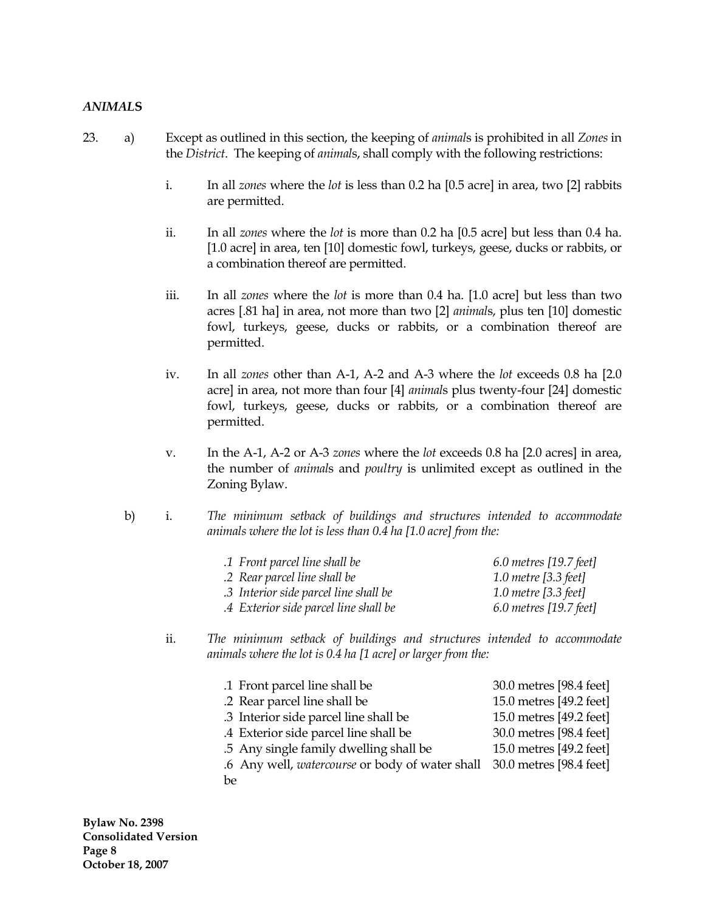### *ANIMALS*

23. a) Except as outlined in this section, the keeping of *animal*s is prohibited in all *Zones* in the *District*. The keeping of *animal*s, shall comply with the following restrictions:

    i. In all *zones* where the *lot* is less than 0.2 ha [0.5 acre] in area, two [2] rabbits are permitted.

    ii. In all *zones* where the *lot* is more than 0.2 ha [0.5 acre] but less than 0.4 ha. [1.0 acre] in area, ten [10] domestic fowl, turkeys, geese, ducks or rabbits, or a combination thereof are permitted.

    iii. In all *zones* where the *lot* is more than 0.4 ha. [1.0 acre] but less than two acres [.81 ha] in area, not more than two [2] *animal*s, plus ten [10] domestic fowl, turkeys, geese, ducks or rabbits, or a combination thereof are permitted.

    iv. In all *zones* other than A-1, A-2 and A-3 where the *lot* exceeds 0.8 ha [2.0 acre] in area, not more than four [4] *animal*s plus twenty-four [24] domestic fowl, turkeys, geese, ducks or rabbits, or a combination thereof are permitted.

    v. In the A-1, A-2 or A-3 *zones* where the *lot* exceeds 0.8 ha [2.0 acres] in area, the number of *animal*s and *poultry* is unlimited except as outlined in the Zoning Bylaw.

b) i. *The minimum setback of buildings and structures intended to accommodate animals where the lot is less than 0.4 ha [1.0 acre] from the:*

| | |
|---|---|
| *.1 Front parcel line shall be* | *6.0 metres [19.7 feet]* |
| *.2 Rear parcel line shall be* | *1.0 metre [3.3 feet]* |
| *.3 Interior side parcel line shall be* | *1.0 metre [3.3 feet]* |
| *.4 Exterior side parcel line shall be* | *6.0 metres [19.7 feet]* |

   ii. *The minimum setback of buildings and structures intended to accommodate animals where the lot is 0.4 ha [1 acre] or larger from the:*

| | |
|---|---|
| .1 Front parcel line shall be | 30.0 metres [98.4 feet] |
| .2 Rear parcel line shall be | 15.0 metres [49.2 feet] |
| .3 Interior side parcel line shall be | 15.0 metres [49.2 feet] |
| .4 Exterior side parcel line shall be | 30.0 metres [98.4 feet] |
| .5 Any single family dwelling shall be | 15.0 metres [49.2 feet] |
| .6 Any well, *watercourse* or body of water shall be | 30.0 metres [98.4 feet] |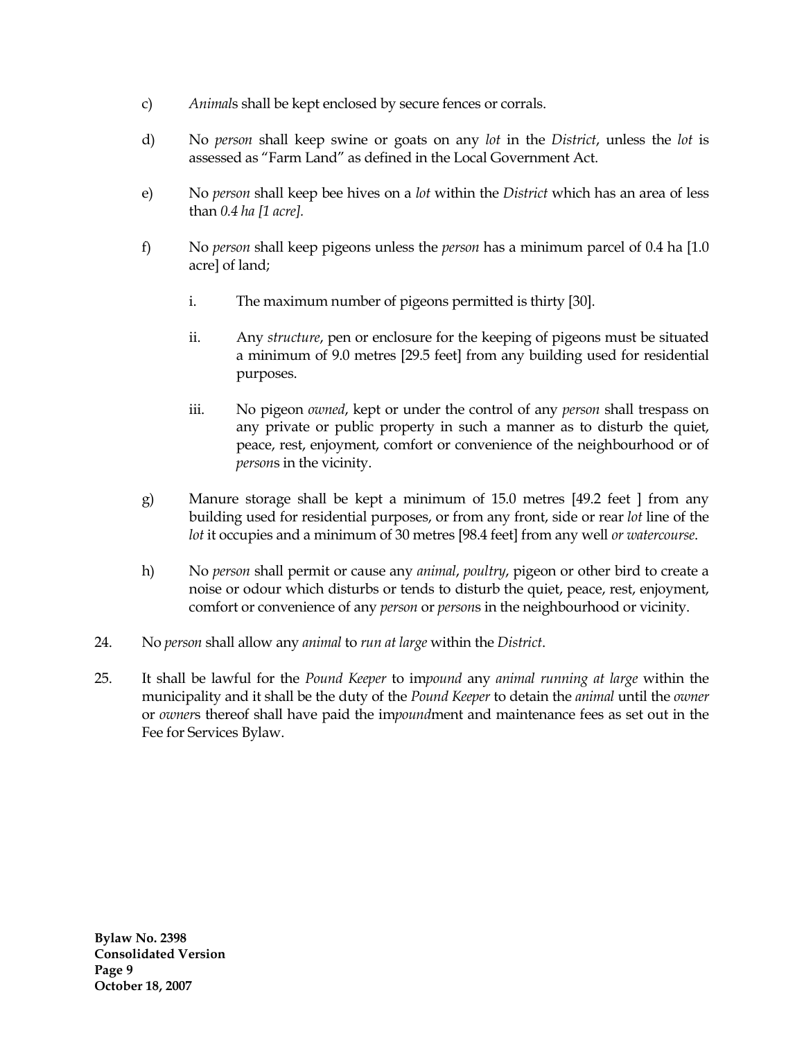c) *Animal*s shall be kept enclosed by secure fences or corrals.

d) No *person* shall keep swine or goats on any *lot* in the *District*, unless the *lot* is assessed as "Farm Land" as defined in the Local Government Act.

e) No *person* shall keep bee hives on a *lot* within the *District* which has an area of less than *0.4 ha [1 acre].*

f) No *person* shall keep pigeons unless the *person* has a minimum parcel of 0.4 ha [1.0 acre] of land;

   i. The maximum number of pigeons permitted is thirty [30].

   ii. Any *structure*, pen or enclosure for the keeping of pigeons must be situated a minimum of 9.0 metres [29.5 feet] from any building used for residential purposes.

   iii. No pigeon *owned*, kept or under the control of any *person* shall trespass on any private or public property in such a manner as to disturb the quiet, peace, rest, enjoyment, comfort or convenience of the neighbourhood or of *person*s in the vicinity.

g) Manure storage shall be kept a minimum of 15.0 metres [49.2 feet ] from any building used for residential purposes, or from any front, side or rear *lot* line of the *lot* it occupies and a minimum of 30 metres [98.4 feet] from any well *or watercourse*.

h) No *person* shall permit or cause any *animal*, *poultry*, pigeon or other bird to create a noise or odour which disturbs or tends to disturb the quiet, peace, rest, enjoyment, comfort or convenience of any *person* or *person*s in the neighbourhood or vicinity.

24. No *person* shall allow any *animal* to *run at large* within the *District*.

25. It shall be lawful for the *Pound Keeper* to im*pound* any *animal running at large* within the municipality and it shall be the duty of the *Pound Keeper* to detain the *animal* until the *owner* or *owner*s thereof shall have paid the im*pound*ment and maintenance fees as set out in the Fee for Services Bylaw.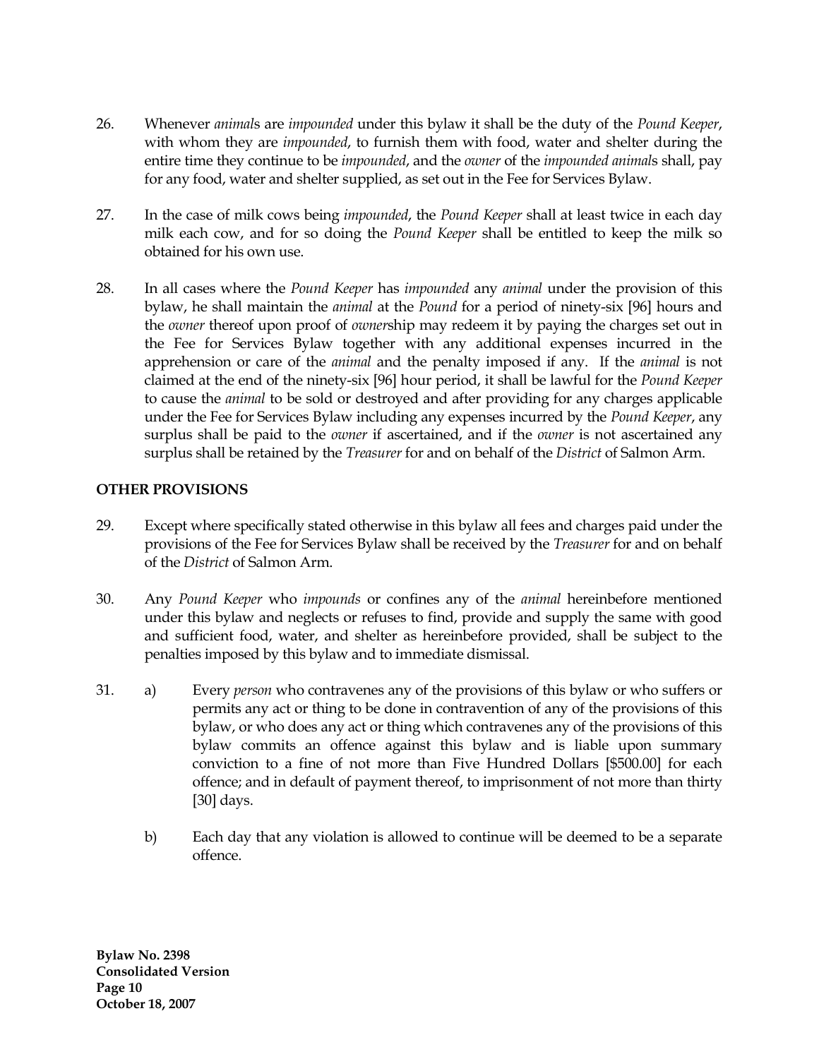26. Whenever *animal*s are *impounded* under this bylaw it shall be the duty of the *Pound Keeper*, with whom they are *impounded*, to furnish them with food, water and shelter during the entire time they continue to be *impounded*, and the *owner* of the *impounded animal*s shall, pay for any food, water and shelter supplied, as set out in the Fee for Services Bylaw.

27. In the case of milk cows being *impounded*, the *Pound Keeper* shall at least twice in each day milk each cow, and for so doing the *Pound Keeper* shall be entitled to keep the milk so obtained for his own use.

28. In all cases where the *Pound Keeper* has *impounded* any *animal* under the provision of this bylaw, he shall maintain the *animal* at the *Pound* for a period of ninety-six [96] hours and the *owner* thereof upon proof of *owner*ship may redeem it by paying the charges set out in the Fee for Services Bylaw together with any additional expenses incurred in the apprehension or care of the *animal* and the penalty imposed if any. If the *animal* is not claimed at the end of the ninety-six [96] hour period, it shall be lawful for the *Pound Keeper* to cause the *animal* to be sold or destroyed and after providing for any charges applicable under the Fee for Services Bylaw including any expenses incurred by the *Pound Keeper*, any surplus shall be paid to the *owner* if ascertained, and if the *owner* is not ascertained any surplus shall be retained by the *Treasurer* for and on behalf of the *District* of Salmon Arm.

**OTHER PROVISIONS**

29. Except where specifically stated otherwise in this bylaw all fees and charges paid under the provisions of the Fee for Services Bylaw shall be received by the *Treasurer* for and on behalf of the *District* of Salmon Arm.

30. Any *Pound Keeper* who *impounds* or confines any of the *animal* hereinbefore mentioned under this bylaw and neglects or refuses to find, provide and supply the same with good and sufficient food, water, and shelter as hereinbefore provided, shall be subject to the penalties imposed by this bylaw and to immediate dismissal.

31. a) Every *person* who contravenes any of the provisions of this bylaw or who suffers or permits any act or thing to be done in contravention of any of the provisions of this bylaw, or who does any act or thing which contravenes any of the provisions of this bylaw commits an offence against this bylaw and is liable upon summary conviction to a fine of not more than Five Hundred Dollars [$500.00] for each offence; and in default of payment thereof, to imprisonment of not more than thirty [30] days.

    b) Each day that any violation is allowed to continue will be deemed to be a separate offence.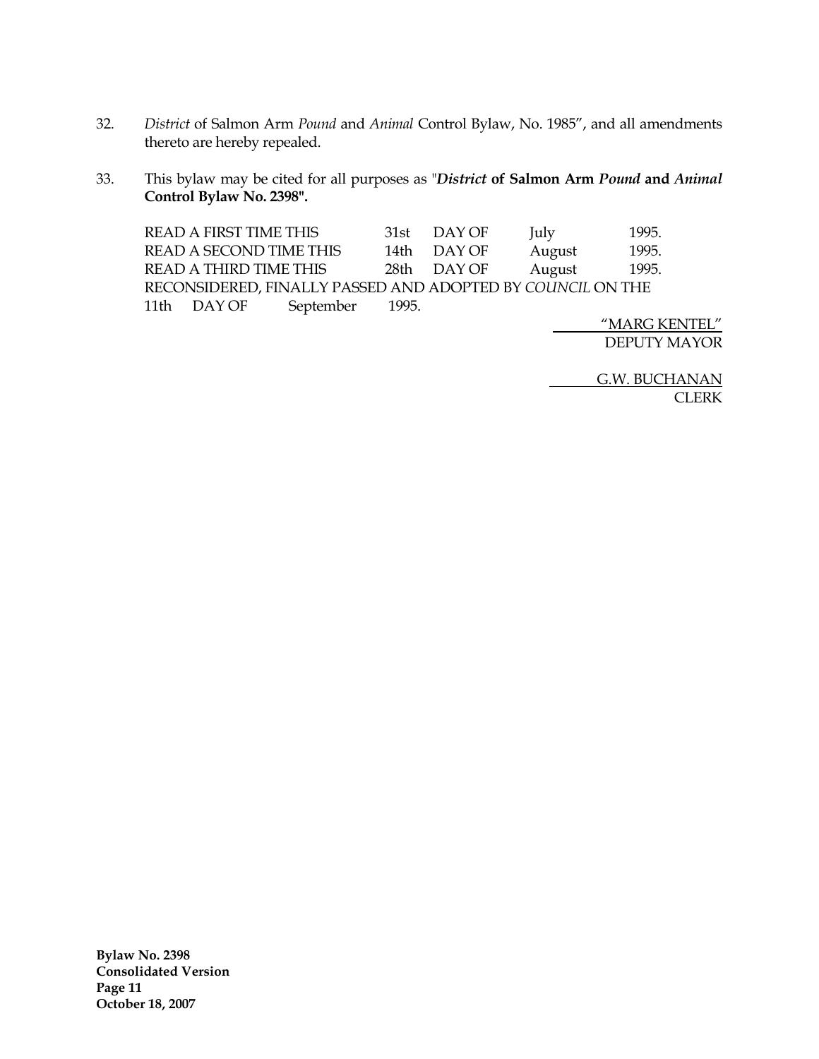32. *District* of Salmon Arm *Pound* and *Animal* Control Bylaw, No. 1985", and all amendments thereto are hereby repealed.

33. This bylaw may be cited for all purposes as "***District* of Salmon Arm *Pound* and *Animal* Control Bylaw No. 2398".**

| | | | | |
|---|---|---|---|---|
| READ A FIRST TIME THIS | 31st | DAY OF | July | 1995. |
| READ A SECOND TIME THIS | 14th | DAY OF | August | 1995. |
| READ A THIRD TIME THIS | 28th | DAY OF | August | 1995. |

RECONSIDERED, FINALLY PASSED AND ADOPTED BY *COUNCIL* ON THE 11th DAY OF September 1995.

"MARG KENTEL"
DEPUTY MAYOR

G.W. BUCHANAN
CLERK

**Bylaw No. 2398**
**Consolidated Version**
**Page 11**
**October 18, 2007**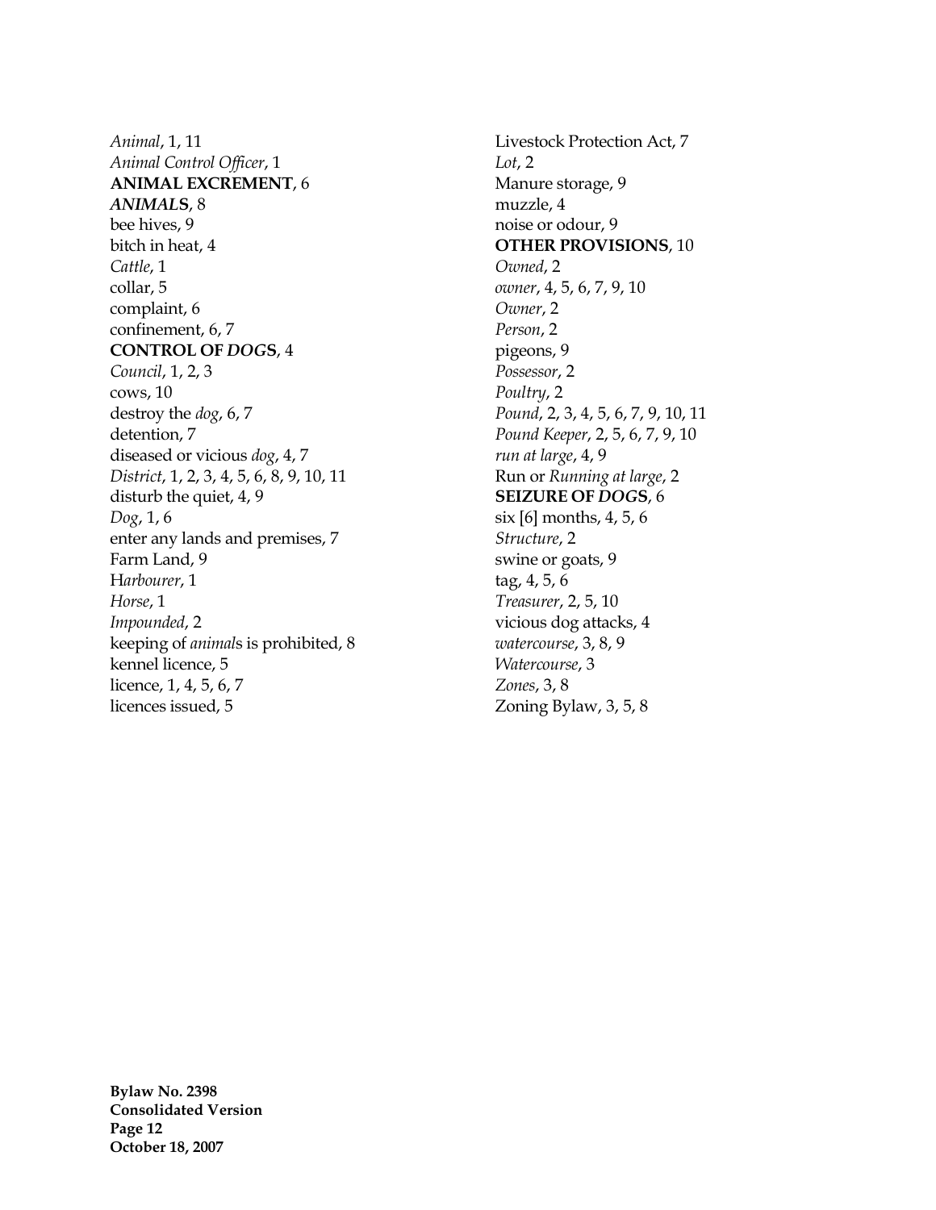*Animal*, 1, 11
*Animal Control Officer*, 1
**ANIMAL EXCREMENT**, 6
***ANIMALS***, 8
bee hives, 9
bitch in heat, 4
*Cattle*, 1
collar, 5
complaint, 6
confinement, 6, 7
**CONTROL OF *DOGS***, 4
*Council*, 1, 2, 3
cows, 10
destroy the *dog*, 6, 7
detention, 7
diseased or vicious *dog*, 4, 7
*District*, 1, 2, 3, 4, 5, 6, 8, 9, 10, 11
disturb the quiet, 4, 9
*Dog*, 1, 6
enter any lands and premises, 7
Farm Land, 9
H*arbourer*, 1
*Horse*, 1
*Impounded*, 2
keeping of *animal*s is prohibited, 8
kennel licence, 5
licence, 1, 4, 5, 6, 7
licences issued, 5
Livestock Protection Act, 7
*Lot*, 2
Manure storage, 9
muzzle, 4
noise or odour, 9
**OTHER PROVISIONS**, 10
*Owned*, 2
*owner*, 4, 5, 6, 7, 9, 10
*Owner*, 2
*Person*, 2
pigeons, 9
*Possessor*, 2
*Poultry*, 2
*Pound*, 2, 3, 4, 5, 6, 7, 9, 10, 11
*Pound Keeper*, 2, 5, 6, 7, 9, 10
*run at large*, 4, 9
Run or *Running at large*, 2
**SEIZURE OF *DOGS***, 6
six [6] months, 4, 5, 6
*Structure*, 2
swine or goats, 9
tag, 4, 5, 6
*Treasurer*, 2, 5, 10
vicious dog attacks, 4
*watercourse*, 3, 8, 9
*Watercourse*, 3
*Zones*, 3, 8
Zoning Bylaw, 3, 5, 8

**Bylaw No. 2398**
**Consolidated Version**
**October 18, 2007**